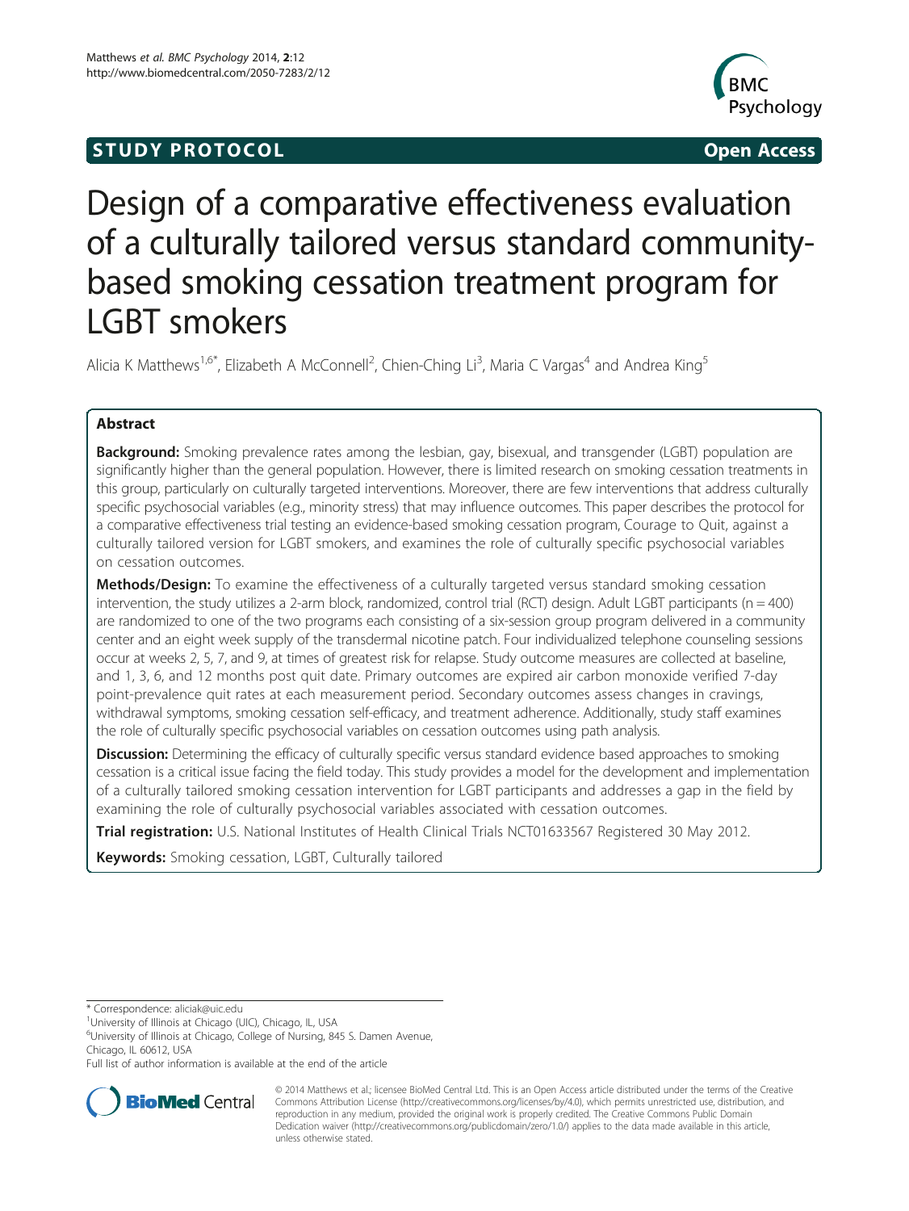**STUDY PROTOCOL** **Open Access**

# Design of a comparative effectiveness evaluation of a culturally tailored versus standard community-based smoking cessation treatment program for LGBT smokers

Alicia K Matthews[1,6*], Elizabeth A McConnell[2], Chien-Ching Li[3], Maria C Vargas[4] and Andrea King[5]

## Abstract

**Background:** Smoking prevalence rates among the lesbian, gay, bisexual, and transgender (LGBT) population are significantly higher than the general population. However, there is limited research on smoking cessation treatments in this group, particularly on culturally targeted interventions. Moreover, there are few interventions that address culturally specific psychosocial variables (e.g., minority stress) that may influence outcomes. This paper describes the protocol for a comparative effectiveness trial testing an evidence-based smoking cessation program, Courage to Quit, against a culturally tailored version for LGBT smokers, and examines the role of culturally specific psychosocial variables on cessation outcomes.

**Methods/Design:** To examine the effectiveness of a culturally targeted versus standard smoking cessation intervention, the study utilizes a 2-arm block, randomized, control trial (RCT) design. Adult LGBT participants (n = 400) are randomized to one of the two programs each consisting of a six-session group program delivered in a community center and an eight week supply of the transdermal nicotine patch. Four individualized telephone counseling sessions occur at weeks 2, 5, 7, and 9, at times of greatest risk for relapse. Study outcome measures are collected at baseline, and 1, 3, 6, and 12 months post quit date. Primary outcomes are expired air carbon monoxide verified 7-day point-prevalence quit rates at each measurement period. Secondary outcomes assess changes in cravings, withdrawal symptoms, smoking cessation self-efficacy, and treatment adherence. Additionally, study staff examines the role of culturally specific psychosocial variables on cessation outcomes using path analysis.

**Discussion:** Determining the efficacy of culturally specific versus standard evidence based approaches to smoking cessation is a critical issue facing the field today. This study provides a model for the development and implementation of a culturally tailored smoking cessation intervention for LGBT participants and addresses a gap in the field by examining the role of culturally psychosocial variables associated with cessation outcomes.

**Trial registration:** U.S. National Institutes of Health Clinical Trials NCT01633567 Registered 30 May 2012.

**Keywords:** Smoking cessation, LGBT, Culturally tailored

---

\* Correspondence: aliciak@uic.edu
[1]University of Illinois at Chicago (UIC), Chicago, IL, USA
[6]University of Illinois at Chicago, College of Nursing, 845 S. Damen Avenue, Chicago, IL 60612, USA
Full list of author information is available at the end of the article

© 2014 Matthews et al.; licensee BioMed Central Ltd. This is an Open Access article distributed under the terms of the Creative Commons Attribution License (http://creativecommons.org/licenses/by/4.0), which permits unrestricted use, distribution, and reproduction in any medium, provided the original work is properly credited. The Creative Commons Public Domain Dedication waiver (http://creativecommons.org/publicdomain/zero/1.0/) applies to the data made available in this article, unless otherwise stated.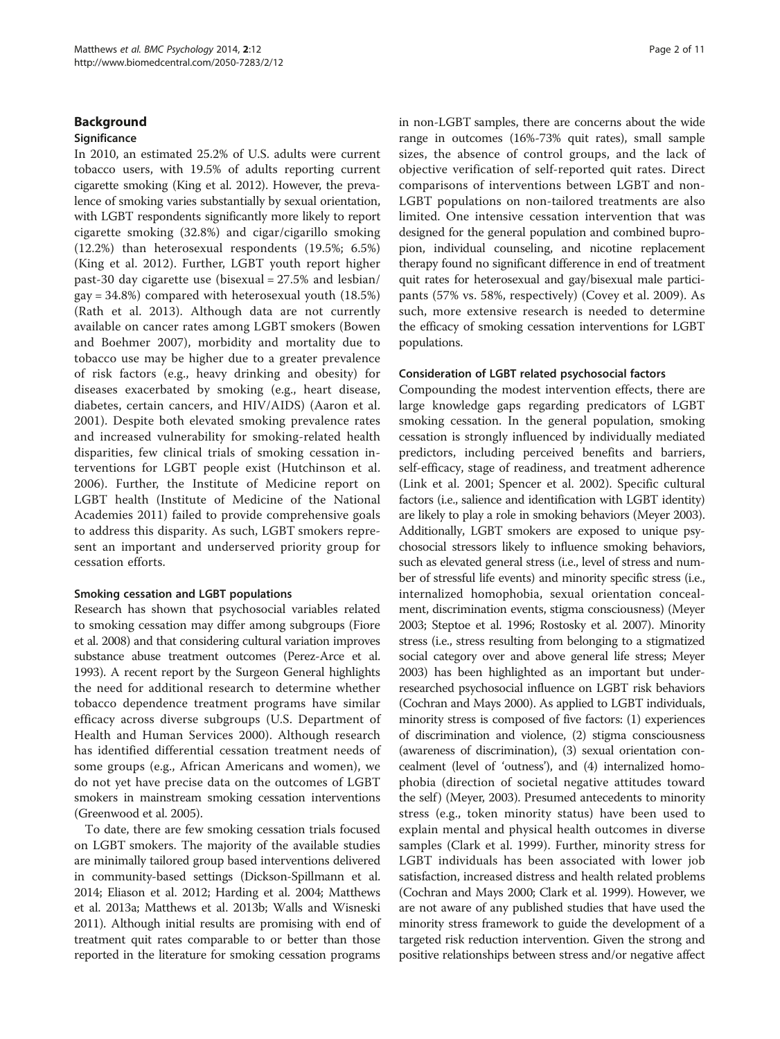## Background

### Significance

In 2010, an estimated 25.2% of U.S. adults were current tobacco users, with 19.5% of adults reporting current cigarette smoking (King et al. 2012). However, the prevalence of smoking varies substantially by sexual orientation, with LGBT respondents significantly more likely to report cigarette smoking (32.8%) and cigar/cigarillo smoking (12.2%) than heterosexual respondents (19.5%; 6.5%) (King et al. 2012). Further, LGBT youth report higher past-30 day cigarette use (bisexual = 27.5% and lesbian/gay = 34.8%) compared with heterosexual youth (18.5%) (Rath et al. 2013). Although data are not currently available on cancer rates among LGBT smokers (Bowen and Boehmer 2007), morbidity and mortality due to tobacco use may be higher due to a greater prevalence of risk factors (e.g., heavy drinking and obesity) for diseases exacerbated by smoking (e.g., heart disease, diabetes, certain cancers, and HIV/AIDS) (Aaron et al. 2001). Despite both elevated smoking prevalence rates and increased vulnerability for smoking-related health disparities, few clinical trials of smoking cessation interventions for LGBT people exist (Hutchinson et al. 2006). Further, the Institute of Medicine report on LGBT health (Institute of Medicine of the National Academies 2011) failed to provide comprehensive goals to address this disparity. As such, LGBT smokers represent an important and underserved priority group for cessation efforts.

### Smoking cessation and LGBT populations

Research has shown that psychosocial variables related to smoking cessation may differ among subgroups (Fiore et al. 2008) and that considering cultural variation improves substance abuse treatment outcomes (Perez-Arce et al. 1993). A recent report by the Surgeon General highlights the need for additional research to determine whether tobacco dependence treatment programs have similar efficacy across diverse subgroups (U.S. Department of Health and Human Services 2000). Although research has identified differential cessation treatment needs of some groups (e.g., African Americans and women), we do not yet have precise data on the outcomes of LGBT smokers in mainstream smoking cessation interventions (Greenwood et al. 2005).

To date, there are few smoking cessation trials focused on LGBT smokers. The majority of the available studies are minimally tailored group based interventions delivered in community-based settings (Dickson-Spillmann et al. 2014; Eliason et al. 2012; Harding et al. 2004; Matthews et al. 2013a; Matthews et al. 2013b; Walls and Wisneski 2011). Although initial results are promising with end of treatment quit rates comparable to or better than those reported in the literature for smoking cessation programs in non-LGBT samples, there are concerns about the wide range in outcomes (16%-73% quit rates), small sample sizes, the absence of control groups, and the lack of objective verification of self-reported quit rates. Direct comparisons of interventions between LGBT and non-LGBT populations on non-tailored treatments are also limited. One intensive cessation intervention that was designed for the general population and combined bupropion, individual counseling, and nicotine replacement therapy found no significant difference in end of treatment quit rates for heterosexual and gay/bisexual male participants (57% vs. 58%, respectively) (Covey et al. 2009). As such, more extensive research is needed to determine the efficacy of smoking cessation interventions for LGBT populations.

### Consideration of LGBT related psychosocial factors

Compounding the modest intervention effects, there are large knowledge gaps regarding predicators of LGBT smoking cessation. In the general population, smoking cessation is strongly influenced by individually mediated predictors, including perceived benefits and barriers, self-efficacy, stage of readiness, and treatment adherence (Link et al. 2001; Spencer et al. 2002). Specific cultural factors (i.e., salience and identification with LGBT identity) are likely to play a role in smoking behaviors (Meyer 2003). Additionally, LGBT smokers are exposed to unique psychosocial stressors likely to influence smoking behaviors, such as elevated general stress (i.e., level of stress and number of stressful life events) and minority specific stress (i.e., internalized homophobia, sexual orientation concealment, discrimination events, stigma consciousness) (Meyer 2003; Steptoe et al. 1996; Rostosky et al. 2007). Minority stress (i.e., stress resulting from belonging to a stigmatized social category over and above general life stress; Meyer 2003) has been highlighted as an important but under-researched psychosocial influence on LGBT risk behaviors (Cochran and Mays 2000). As applied to LGBT individuals, minority stress is composed of five factors: (1) experiences of discrimination and violence, (2) stigma consciousness (awareness of discrimination), (3) sexual orientation concealment (level of 'outness'), and (4) internalized homophobia (direction of societal negative attitudes toward the self) (Meyer, 2003). Presumed antecedents to minority stress (e.g., token minority status) have been used to explain mental and physical health outcomes in diverse samples (Clark et al. 1999). Further, minority stress for LGBT individuals has been associated with lower job satisfaction, increased distress and health related problems (Cochran and Mays 2000; Clark et al. 1999). However, we are not aware of any published studies that have used the minority stress framework to guide the development of a targeted risk reduction intervention. Given the strong and positive relationships between stress and/or negative affect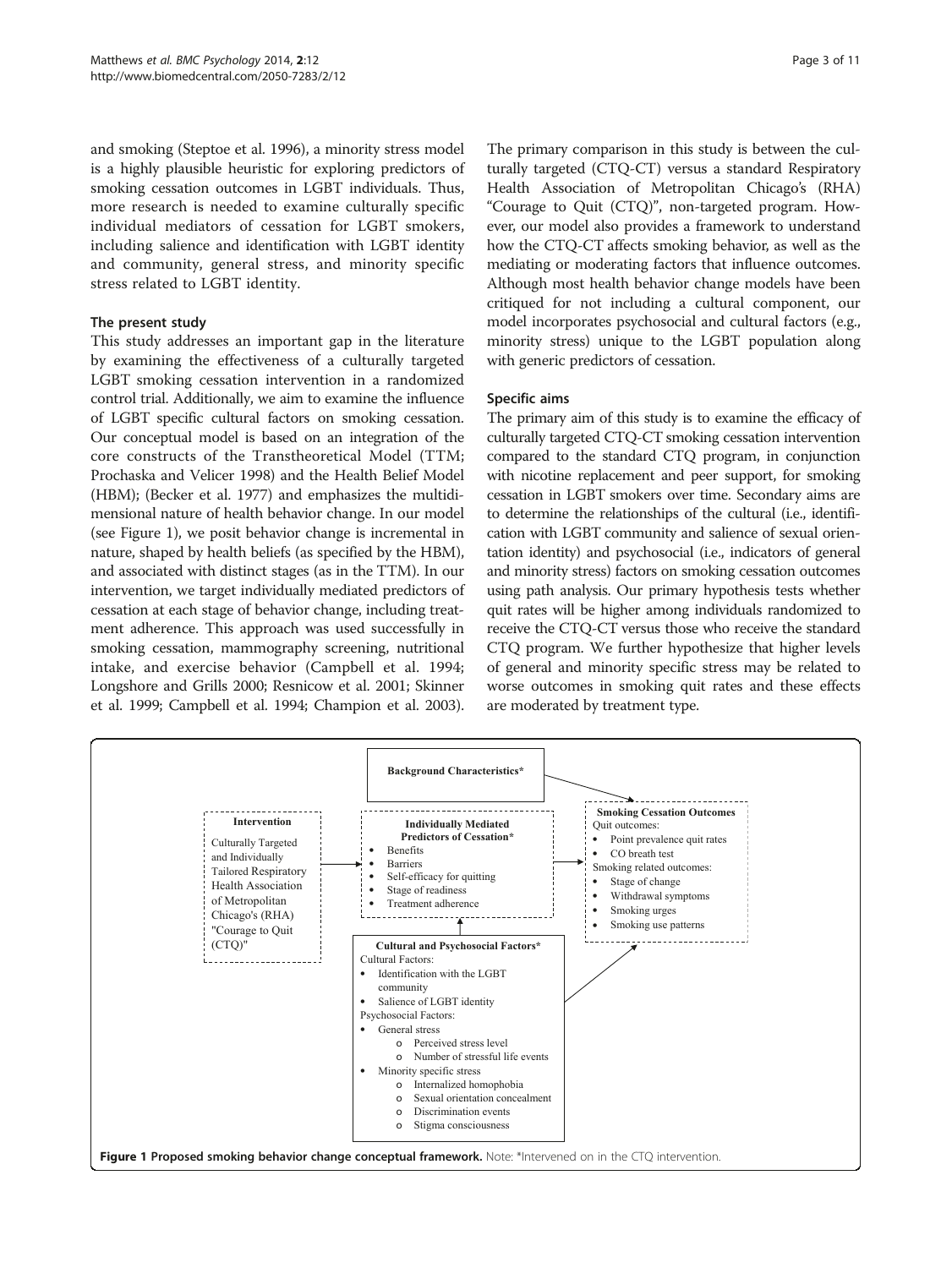and smoking (Steptoe et al. 1996), a minority stress model is a highly plausible heuristic for exploring predictors of smoking cessation outcomes in LGBT individuals. Thus, more research is needed to examine culturally specific individual mediators of cessation for LGBT smokers, including salience and identification with LGBT identity and community, general stress, and minority specific stress related to LGBT identity.

### The present study

This study addresses an important gap in the literature by examining the effectiveness of a culturally targeted LGBT smoking cessation intervention in a randomized control trial. Additionally, we aim to examine the influence of LGBT specific cultural factors on smoking cessation. Our conceptual model is based on an integration of the core constructs of the Transtheoretical Model (TTM; Prochaska and Velicer 1998) and the Health Belief Model (HBM); (Becker et al. 1977) and emphasizes the multidimensional nature of health behavior change. In our model (see Figure 1), we posit behavior change is incremental in nature, shaped by health beliefs (as specified by the HBM), and associated with distinct stages (as in the TTM). In our intervention, we target individually mediated predictors of cessation at each stage of behavior change, including treatment adherence. This approach was used successfully in smoking cessation, mammography screening, nutritional intake, and exercise behavior (Campbell et al. 1994; Longshore and Grills 2000; Resnicow et al. 2001; Skinner et al. 1999; Campbell et al. 1994; Champion et al. 2003). The primary comparison in this study is between the culturally targeted (CTQ-CT) versus a standard Respiratory Health Association of Metropolitan Chicago's (RHA) "Courage to Quit (CTQ)", non-targeted program. However, our model also provides a framework to understand how the CTQ-CT affects smoking behavior, as well as the mediating or moderating factors that influence outcomes. Although most health behavior change models have been critiqued for not including a cultural component, our model incorporates psychosocial and cultural factors (e.g., minority stress) unique to the LGBT population along with generic predictors of cessation.

### Specific aims

The primary aim of this study is to examine the efficacy of culturally targeted CTQ-CT smoking cessation intervention compared to the standard CTQ program, in conjunction with nicotine replacement and peer support, for smoking cessation in LGBT smokers over time. Secondary aims are to determine the relationships of the cultural (i.e., identification with LGBT community and salience of sexual orientation identity) and psychosocial (i.e., indicators of general and minority stress) factors on smoking cessation outcomes using path analysis. Our primary hypothesis tests whether quit rates will be higher among individuals randomized to receive the CTQ-CT versus those who receive the standard CTQ program. We further hypothesize that higher levels of general and minority specific stress may be related to worse outcomes in smoking quit rates and these effects are moderated by treatment type.

Background Characteristics*

Intervention
Culturally Targeted and Individually Tailored Respiratory Health Association of Metropolitan Chicago's (RHA) "Courage to Quit (CTQ)"

Individually Mediated Predictors of Cessation*
- Benefits
- Barriers
- Self-efficacy for quitting
- Stage of readiness
- Treatment adherence

Smoking Cessation Outcomes
Quit outcomes:
- Point prevalence quit rates
- CO breath test

Smoking related outcomes:
- Stage of change
- Withdrawal symptoms
- Smoking urges
- Smoking use patterns

Cultural and Psychosocial Factors*
Cultural Factors:
- Identification with the LGBT community
- Salience of LGBT identity

Psychosocial Factors:
- General stress
  - Perceived stress level
  - Number of stressful life events
- Minority specific stress
  - Internalized homophobia
  - Sexual orientation concealment
  - Discrimination events
  - Stigma consciousness

**Figure 1 Proposed smoking behavior change conceptual framework.** Note: *Intervened on in the CTQ intervention.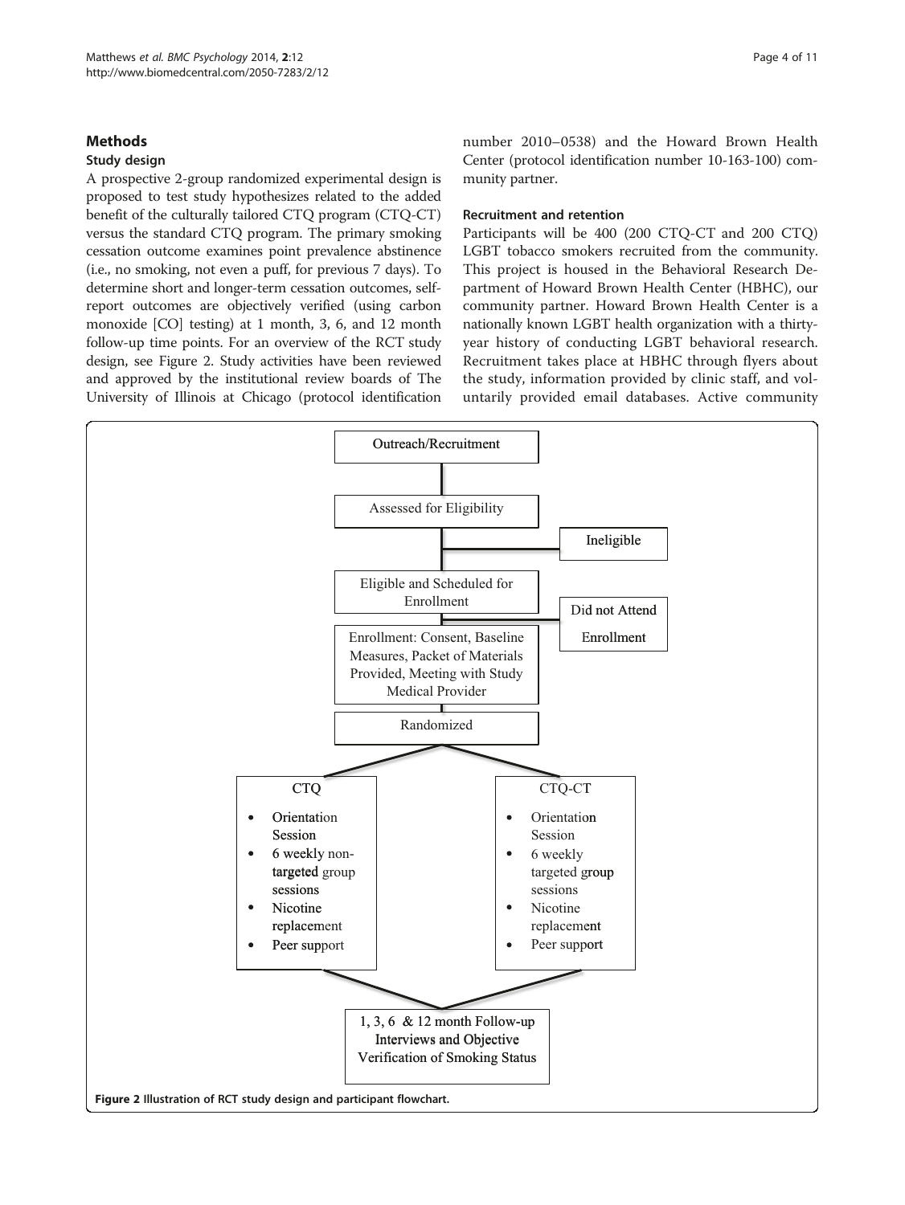## Methods

### Study design

A prospective 2-group randomized experimental design is proposed to test study hypothesizes related to the added benefit of the culturally tailored CTQ program (CTQ-CT) versus the standard CTQ program. The primary smoking cessation outcome examines point prevalence abstinence (i.e., no smoking, not even a puff, for previous 7 days). To determine short and longer-term cessation outcomes, self-report outcomes are objectively verified (using carbon monoxide [CO] testing) at 1 month, 3, 6, and 12 month follow-up time points. For an overview of the RCT study design, see Figure 2. Study activities have been reviewed and approved by the institutional review boards of The University of Illinois at Chicago (protocol identification number 2010–0538) and the Howard Brown Health Center (protocol identification number 10-163-100) community partner.

### Recruitment and retention

Participants will be 400 (200 CTQ-CT and 200 CTQ) LGBT tobacco smokers recruited from the community. This project is housed in the Behavioral Research Department of Howard Brown Health Center (HBHC), our community partner. Howard Brown Health Center is a nationally known LGBT health organization with a thirty-year history of conducting LGBT behavioral research. Recruitment takes place at HBHC through flyers about the study, information provided by clinic staff, and voluntarily provided email databases. Active community

Outreach/Recruitment → Assessed for Eligibility → (Ineligible) → Eligible and Scheduled for Enrollment → (Did not Attend Enrollment) → Enrollment: Consent, Baseline Measures, Packet of Materials Provided, Meeting with Study Medical Provider → Randomized

CTQ:
- Orientation Session
- 6 weekly non-targeted group sessions
- Nicotine replacement
- Peer support

CTQ-CT:
- Orientation Session
- 6 weekly targeted group sessions
- Nicotine replacement
- Peer support

→ 1, 3, 6 & 12 month Follow-up Interviews and Objective Verification of Smoking Status

**Figure 2** Illustration of RCT study design and participant flowchart.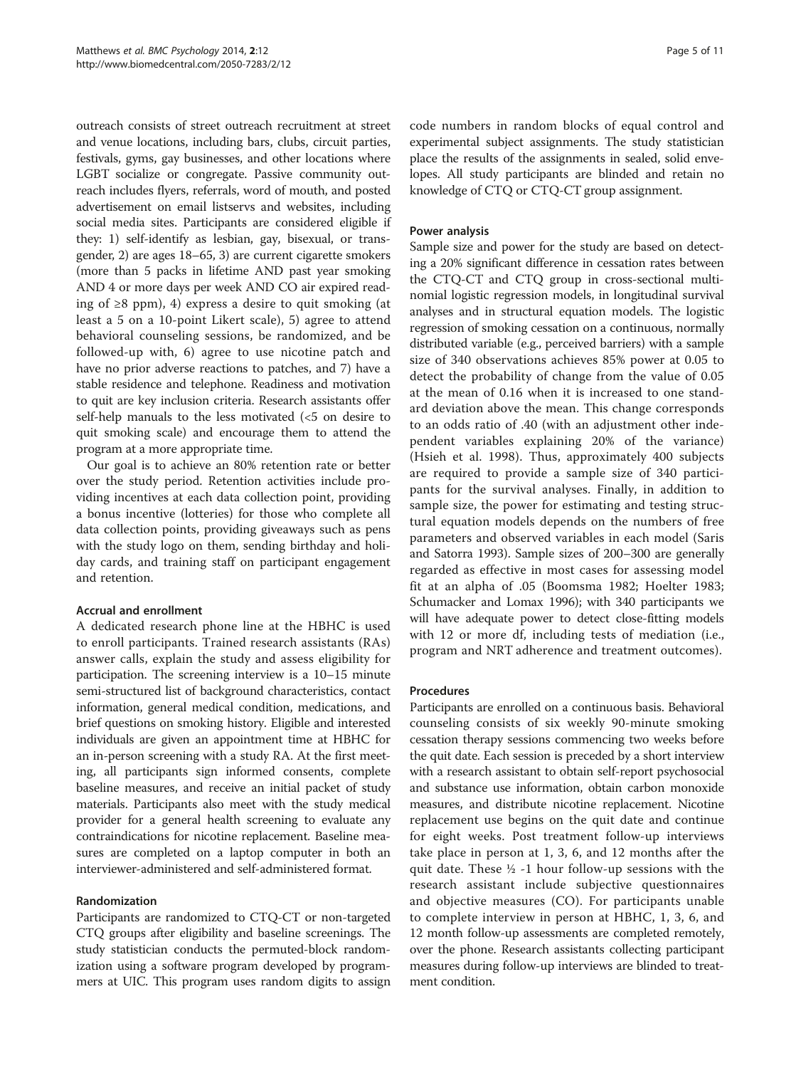outreach consists of street outreach recruitment at street and venue locations, including bars, clubs, circuit parties, festivals, gyms, gay businesses, and other locations where LGBT socialize or congregate. Passive community outreach includes flyers, referrals, word of mouth, and posted advertisement on email listservs and websites, including social media sites. Participants are considered eligible if they: 1) self-identify as lesbian, gay, bisexual, or transgender, 2) are ages 18–65, 3) are current cigarette smokers (more than 5 packs in lifetime AND past year smoking AND 4 or more days per week AND CO air expired reading of ≥8 ppm), 4) express a desire to quit smoking (at least a 5 on a 10-point Likert scale), 5) agree to attend behavioral counseling sessions, be randomized, and be followed-up with, 6) agree to use nicotine patch and have no prior adverse reactions to patches, and 7) have a stable residence and telephone. Readiness and motivation to quit are key inclusion criteria. Research assistants offer self-help manuals to the less motivated (<5 on desire to quit smoking scale) and encourage them to attend the program at a more appropriate time.

Our goal is to achieve an 80% retention rate or better over the study period. Retention activities include providing incentives at each data collection point, providing a bonus incentive (lotteries) for those who complete all data collection points, providing giveaways such as pens with the study logo on them, sending birthday and holiday cards, and training staff on participant engagement and retention.

#### Accrual and enrollment

A dedicated research phone line at the HBHC is used to enroll participants. Trained research assistants (RAs) answer calls, explain the study and assess eligibility for participation. The screening interview is a 10–15 minute semi-structured list of background characteristics, contact information, general medical condition, medications, and brief questions on smoking history. Eligible and interested individuals are given an appointment time at HBHC for an in-person screening with a study RA. At the first meeting, all participants sign informed consents, complete baseline measures, and receive an initial packet of study materials. Participants also meet with the study medical provider for a general health screening to evaluate any contraindications for nicotine replacement. Baseline measures are completed on a laptop computer in both an interviewer-administered and self-administered format.

#### Randomization

Participants are randomized to CTQ-CT or non-targeted CTQ groups after eligibility and baseline screenings. The study statistician conducts the permuted-block randomization using a software program developed by programmers at UIC. This program uses random digits to assign code numbers in random blocks of equal control and experimental subject assignments. The study statistician place the results of the assignments in sealed, solid envelopes. All study participants are blinded and retain no knowledge of CTQ or CTQ-CT group assignment.

#### Power analysis

Sample size and power for the study are based on detecting a 20% significant difference in cessation rates between the CTQ-CT and CTQ group in cross-sectional multinomial logistic regression models, in longitudinal survival analyses and in structural equation models. The logistic regression of smoking cessation on a continuous, normally distributed variable (e.g., perceived barriers) with a sample size of 340 observations achieves 85% power at 0.05 to detect the probability of change from the value of 0.05 at the mean of 0.16 when it is increased to one standard deviation above the mean. This change corresponds to an odds ratio of .40 (with an adjustment other independent variables explaining 20% of the variance) (Hsieh et al. 1998). Thus, approximately 400 subjects are required to provide a sample size of 340 participants for the survival analyses. Finally, in addition to sample size, the power for estimating and testing structural equation models depends on the numbers of free parameters and observed variables in each model (Saris and Satorra 1993). Sample sizes of 200–300 are generally regarded as effective in most cases for assessing model fit at an alpha of .05 (Boomsma 1982; Hoelter 1983; Schumacker and Lomax 1996); with 340 participants we will have adequate power to detect close-fitting models with 12 or more df, including tests of mediation (i.e., program and NRT adherence and treatment outcomes).

#### Procedures

Participants are enrolled on a continuous basis. Behavioral counseling consists of six weekly 90-minute smoking cessation therapy sessions commencing two weeks before the quit date. Each session is preceded by a short interview with a research assistant to obtain self-report psychosocial and substance use information, obtain carbon monoxide measures, and distribute nicotine replacement. Nicotine replacement use begins on the quit date and continue for eight weeks. Post treatment follow-up interviews take place in person at 1, 3, 6, and 12 months after the quit date. These ½ -1 hour follow-up sessions with the research assistant include subjective questionnaires and objective measures (CO). For participants unable to complete interview in person at HBHC, 1, 3, 6, and 12 month follow-up assessments are completed remotely, over the phone. Research assistants collecting participant measures during follow-up interviews are blinded to treatment condition.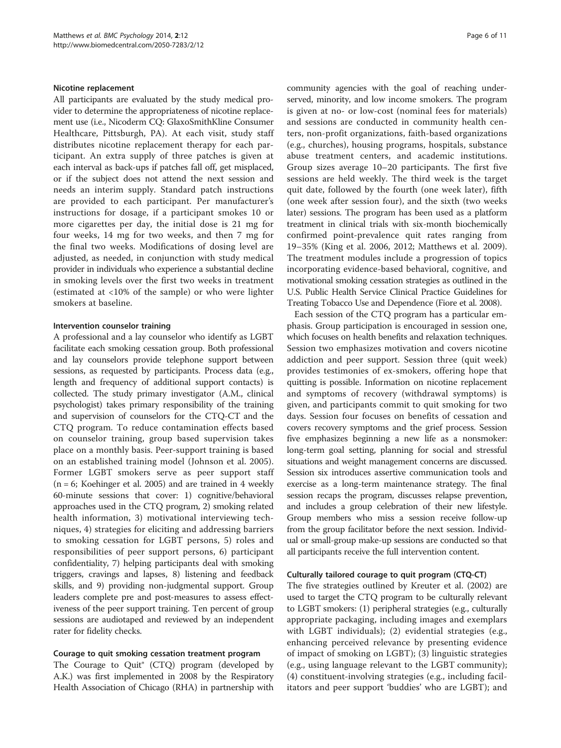### Nicotine replacement

All participants are evaluated by the study medical provider to determine the appropriateness of nicotine replacement use (i.e., Nicoderm CQ: GlaxoSmithKline Consumer Healthcare, Pittsburgh, PA). At each visit, study staff distributes nicotine replacement therapy for each participant. An extra supply of three patches is given at each interval as back-ups if patches fall off, get misplaced, or if the subject does not attend the next session and needs an interim supply. Standard patch instructions are provided to each participant. Per manufacturer's instructions for dosage, if a participant smokes 10 or more cigarettes per day, the initial dose is 21 mg for four weeks, 14 mg for two weeks, and then 7 mg for the final two weeks. Modifications of dosing level are adjusted, as needed, in conjunction with study medical provider in individuals who experience a substantial decline in smoking levels over the first two weeks in treatment (estimated at <10% of the sample) or who were lighter smokers at baseline.

### Intervention counselor training

A professional and a lay counselor who identify as LGBT facilitate each smoking cessation group. Both professional and lay counselors provide telephone support between sessions, as requested by participants. Process data (e.g., length and frequency of additional support contacts) is collected. The study primary investigator (A.M., clinical psychologist) takes primary responsibility of the training and supervision of counselors for the CTQ-CT and the CTQ program. To reduce contamination effects based on counselor training, group based supervision takes place on a monthly basis. Peer-support training is based on an established training model (Johnson et al. 2005). Former LGBT smokers serve as peer support staff (n = 6; Koehinger et al. 2005) and are trained in 4 weekly 60-minute sessions that cover: 1) cognitive/behavioral approaches used in the CTQ program, 2) smoking related health information, 3) motivational interviewing techniques, 4) strategies for eliciting and addressing barriers to smoking cessation for LGBT persons, 5) roles and responsibilities of peer support persons, 6) participant confidentiality, 7) helping participants deal with smoking triggers, cravings and lapses, 8) listening and feedback skills, and 9) providing non-judgmental support. Group leaders complete pre and post-measures to assess effectiveness of the peer support training. Ten percent of group sessions are audiotaped and reviewed by an independent rater for fidelity checks.

### Courage to quit smoking cessation treatment program

The Courage to Quit® (CTQ) program (developed by A.K.) was first implemented in 2008 by the Respiratory Health Association of Chicago (RHA) in partnership with community agencies with the goal of reaching underserved, minority, and low income smokers. The program is given at no- or low-cost (nominal fees for materials) and sessions are conducted in community health centers, non-profit organizations, faith-based organizations (e.g., churches), housing programs, hospitals, substance abuse treatment centers, and academic institutions. Group sizes average 10–20 participants. The first five sessions are held weekly. The third week is the target quit date, followed by the fourth (one week later), fifth (one week after session four), and the sixth (two weeks later) sessions. The program has been used as a platform treatment in clinical trials with six-month biochemically confirmed point-prevalence quit rates ranging from 19–35% (King et al. 2006, 2012; Matthews et al. 2009). The treatment modules include a progression of topics incorporating evidence-based behavioral, cognitive, and motivational smoking cessation strategies as outlined in the U.S. Public Health Service Clinical Practice Guidelines for Treating Tobacco Use and Dependence (Fiore et al. 2008).

Each session of the CTQ program has a particular emphasis. Group participation is encouraged in session one, which focuses on health benefits and relaxation techniques. Session two emphasizes motivation and covers nicotine addiction and peer support. Session three (quit week) provides testimonies of ex-smokers, offering hope that quitting is possible. Information on nicotine replacement and symptoms of recovery (withdrawal symptoms) is given, and participants commit to quit smoking for two days. Session four focuses on benefits of cessation and covers recovery symptoms and the grief process. Session five emphasizes beginning a new life as a nonsmoker: long-term goal setting, planning for social and stressful situations and weight management concerns are discussed. Session six introduces assertive communication tools and exercise as a long-term maintenance strategy. The final session recaps the program, discusses relapse prevention, and includes a group celebration of their new lifestyle. Group members who miss a session receive follow-up from the group facilitator before the next session. Individual or small-group make-up sessions are conducted so that all participants receive the full intervention content.

### Culturally tailored courage to quit program (CTQ-CT)

The five strategies outlined by Kreuter et al. (2002) are used to target the CTQ program to be culturally relevant to LGBT smokers: (1) peripheral strategies (e.g., culturally appropriate packaging, including images and exemplars with LGBT individuals); (2) evidential strategies (e.g., enhancing perceived relevance by presenting evidence of impact of smoking on LGBT); (3) linguistic strategies (e.g., using language relevant to the LGBT community); (4) constituent-involving strategies (e.g., including facilitators and peer support 'buddies' who are LGBT); and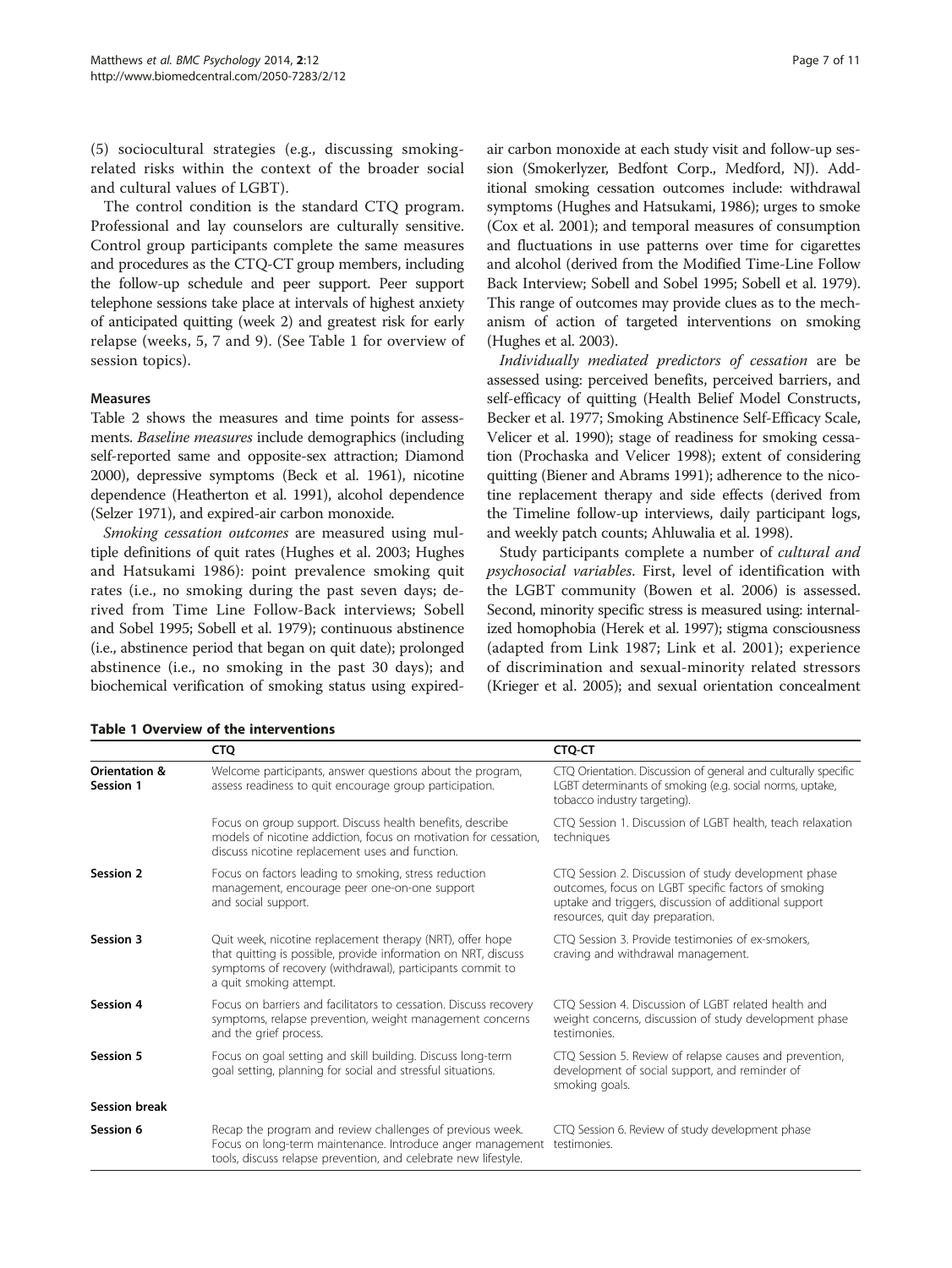(5) sociocultural strategies (e.g., discussing smoking-related risks within the context of the broader social and cultural values of LGBT).

The control condition is the standard CTQ program. Professional and lay counselors are culturally sensitive. Control group participants complete the same measures and procedures as the CTQ-CT group members, including the follow-up schedule and peer support. Peer support telephone sessions take place at intervals of highest anxiety of anticipated quitting (week 2) and greatest risk for early relapse (weeks, 5, 7 and 9). (See Table 1 for overview of session topics).

#### Measures

Table 2 shows the measures and time points for assessments. *Baseline measures* include demographics (including self-reported same and opposite-sex attraction; Diamond 2000), depressive symptoms (Beck et al. 1961), nicotine dependence (Heatherton et al. 1991), alcohol dependence (Selzer 1971), and expired-air carbon monoxide.

*Smoking cessation outcomes* are measured using multiple definitions of quit rates (Hughes et al. 2003; Hughes and Hatsukami 1986): point prevalence smoking quit rates (i.e., no smoking during the past seven days; derived from Time Line Follow-Back interviews; Sobell and Sobel 1995; Sobell et al. 1979); continuous abstinence (i.e., abstinence period that began on quit date); prolonged abstinence (i.e., no smoking in the past 30 days); and biochemical verification of smoking status using expired-air carbon monoxide at each study visit and follow-up session (Smokerlyzer, Bedfont Corp., Medford, NJ). Additional smoking cessation outcomes include: withdrawal symptoms (Hughes and Hatsukami, 1986); urges to smoke (Cox et al. 2001); and temporal measures of consumption and fluctuations in use patterns over time for cigarettes and alcohol (derived from the Modified Time-Line Follow Back Interview; Sobell and Sobel 1995; Sobell et al. 1979). This range of outcomes may provide clues as to the mechanism of action of targeted interventions on smoking (Hughes et al. 2003).

*Individually mediated predictors of cessation* are be assessed using: perceived benefits, perceived barriers, and self-efficacy of quitting (Health Belief Model Constructs, Becker et al. 1977; Smoking Abstinence Self-Efficacy Scale, Velicer et al. 1990); stage of readiness for smoking cessation (Prochaska and Velicer 1998); extent of considering quitting (Biener and Abrams 1991); adherence to the nicotine replacement therapy and side effects (derived from the Timeline follow-up interviews, daily participant logs, and weekly patch counts; Ahluwalia et al. 1998).

Study participants complete a number of *cultural and psychosocial variables*. First, level of identification with the LGBT community (Bowen et al. 2006) is assessed. Second, minority specific stress is measured using: internalized homophobia (Herek et al. 1997); stigma consciousness (adapted from Link 1987; Link et al. 2001); experience of discrimination and sexual-minority related stressors (Krieger et al. 2005); and sexual orientation concealment

**Table 1 Overview of the interventions**

| | CTQ | CTQ-CT |
|---|---|---|
| **Orientation & Session 1** | Welcome participants, answer questions about the program, assess readiness to quit encourage group participation. | CTQ Orientation. Discussion of general and culturally specific LGBT determinants of smoking (e.g. social norms, uptake, tobacco industry targeting). |
| | Focus on group support. Discuss health benefits, describe models of nicotine addiction, focus on motivation for cessation, discuss nicotine replacement uses and function. | CTQ Session 1. Discussion of LGBT health, teach relaxation techniques |
| **Session 2** | Focus on factors leading to smoking, stress reduction management, encourage peer one-on-one support and social support. | CTQ Session 2. Discussion of study development phase outcomes, focus on LGBT specific factors of smoking uptake and triggers, discussion of additional support resources, quit day preparation. |
| **Session 3** | Quit week, nicotine replacement therapy (NRT), offer hope that quitting is possible, provide information on NRT, discuss symptoms of recovery (withdrawal), participants commit to a quit smoking attempt. | CTQ Session 3. Provide testimonies of ex-smokers, craving and withdrawal management. |
| **Session 4** | Focus on barriers and facilitators to cessation. Discuss recovery symptoms, relapse prevention, weight management concerns and the grief process. | CTQ Session 4. Discussion of LGBT related health and weight concerns, discussion of study development phase testimonies. |
| **Session 5** | Focus on goal setting and skill building. Discuss long-term goal setting, planning for social and stressful situations. | CTQ Session 5. Review of relapse causes and prevention, development of social support, and reminder of smoking goals. |
| **Session break** | | |
| **Session 6** | Recap the program and review challenges of previous week. Focus on long-term maintenance. Introduce anger management tools, discuss relapse prevention, and celebrate new lifestyle. | CTQ Session 6. Review of study development phase testimonies. |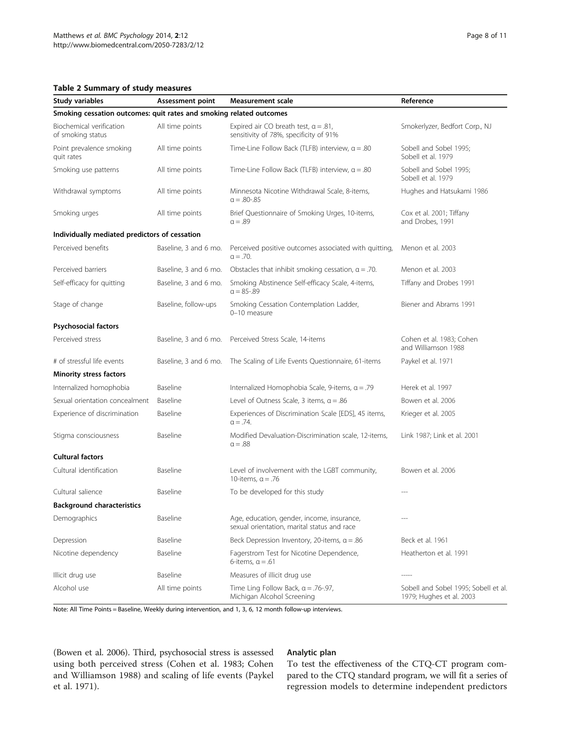**Table 2 Summary of study measures**

| Study variables | Assessment point | Measurement scale | Reference |
|---|---|---|---|
| **Smoking cessation outcomes: quit rates and smoking related outcomes** | | | |
| Biochemical verification of smoking status | All time points | Expired air CO breath test, α = .81, sensitivity of 78%, specificity of 91% | Smokerlyzer, Bedfort Corp., NJ |
| Point prevalence smoking quit rates | All time points | Time-Line Follow Back (TLFB) interview, α = .80 | Sobell and Sobel 1995; Sobell et al. 1979 |
| Smoking use patterns | All time points | Time-Line Follow Back (TLFB) interview, α = .80 | Sobell and Sobel 1995; Sobell et al. 1979 |
| Withdrawal symptoms | All time points | Minnesota Nicotine Withdrawal Scale, 8-items, α = .80-.85 | Hughes and Hatsukami 1986 |
| Smoking urges | All time points | Brief Questionnaire of Smoking Urges, 10-items, α = .89 | Cox et al. 2001; Tiffany and Drobes, 1991 |
| **Individually mediated predictors of cessation** | | | |
| Perceived benefits | Baseline, 3 and 6 mo. | Perceived positive outcomes associated with quitting, α = .70. | Menon et al. 2003 |
| Perceived barriers | Baseline, 3 and 6 mo. | Obstacles that inhibit smoking cessation, α = .70. | Menon et al. 2003 |
| Self-efficacy for quitting | Baseline, 3 and 6 mo. | Smoking Abstinence Self-efficacy Scale, 4-items, α = 85-.89 | Tiffany and Drobes 1991 |
| Stage of change | Baseline, follow-ups | Smoking Cessation Contemplation Ladder, 0–10 measure | Biener and Abrams 1991 |
| **Psychosocial factors** | | | |
| Perceived stress | Baseline, 3 and 6 mo. | Perceived Stress Scale, 14-items | Cohen et al. 1983; Cohen and Williamson 1988 |
| # of stressful life events | Baseline, 3 and 6 mo. | The Scaling of Life Events Questionnaire, 61-items | Paykel et al. 1971 |
| **Minority stress factors** | | | |
| Internalized homophobia | Baseline | Internalized Homophobia Scale, 9-items, α = .79 | Herek et al. 1997 |
| Sexual orientation concealment | Baseline | Level of Outness Scale, 3 items, α = .86 | Bowen et al. 2006 |
| Experience of discrimination | Baseline | Experiences of Discrimination Scale [EDS], 45 items, α = .74. | Krieger et al. 2005 |
| Stigma consciousness | Baseline | Modified Devaluation-Discrimination scale, 12-items, α = .88 | Link 1987; Link et al. 2001 |
| **Cultural factors** | | | |
| Cultural identification | Baseline | Level of involvement with the LGBT community, 10-items, α = .76 | Bowen et al. 2006 |
| Cultural salience | Baseline | To be developed for this study | --- |
| **Background characteristics** | | | |
| Demographics | Baseline | Age, education, gender, income, insurance, sexual orientation, marital status and race | --- |
| Depression | Baseline | Beck Depression Inventory, 20-items, α = .86 | Beck et al. 1961 |
| Nicotine dependency | Baseline | Fagerstrom Test for Nicotine Dependence, 6-items, α = .61 | Heatherton et al. 1991 |
| Illicit drug use | Baseline | Measures of illicit drug use | ----- |
| Alcohol use | All time points | Time Ling Follow Back, α = .76-.97, Michigan Alcohol Screening | Sobell and Sobel 1995; Sobell et al. 1979; Hughes et al. 2003 |

Note: All Time Points = Baseline, Weekly during intervention, and 1, 3, 6, 12 month follow-up interviews.

(Bowen et al. 2006). Third, psychosocial stress is assessed using both perceived stress (Cohen et al. 1983; Cohen and Williamson 1988) and scaling of life events (Paykel et al. 1971).

### Analytic plan

To test the effectiveness of the CTQ-CT program compared to the CTQ standard program, we will fit a series of regression models to determine independent predictors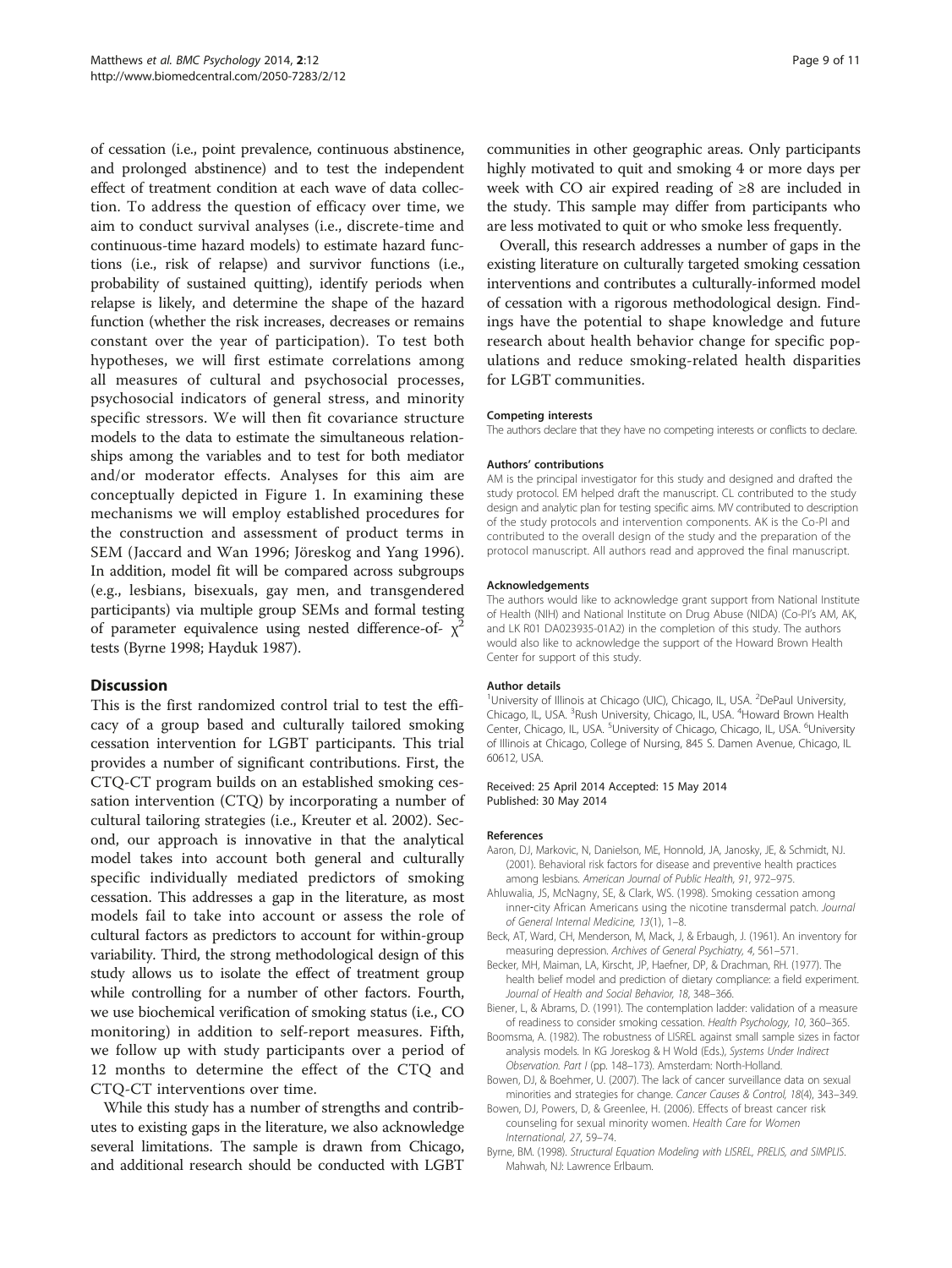of cessation (i.e., point prevalence, continuous abstinence, and prolonged abstinence) and to test the independent effect of treatment condition at each wave of data collection. To address the question of efficacy over time, we aim to conduct survival analyses (i.e., discrete-time and continuous-time hazard models) to estimate hazard functions (i.e., risk of relapse) and survivor functions (i.e., probability of sustained quitting), identify periods when relapse is likely, and determine the shape of the hazard function (whether the risk increases, decreases or remains constant over the year of participation). To test both hypotheses, we will first estimate correlations among all measures of cultural and psychosocial processes, psychosocial indicators of general stress, and minority specific stressors. We will then fit covariance structure models to the data to estimate the simultaneous relationships among the variables and to test for both mediator and/or moderator effects. Analyses for this aim are conceptually depicted in Figure 1. In examining these mechanisms we will employ established procedures for the construction and assessment of product terms in SEM (Jaccard and Wan 1996; Jöreskog and Yang 1996). In addition, model fit will be compared across subgroups (e.g., lesbians, bisexuals, gay men, and transgendered participants) via multiple group SEMs and formal testing of parameter equivalence using nested difference-of- $\chi^2$ tests (Byrne 1998; Hayduk 1987).

## Discussion

This is the first randomized control trial to test the efficacy of a group based and culturally tailored smoking cessation intervention for LGBT participants. This trial provides a number of significant contributions. First, the CTQ-CT program builds on an established smoking cessation intervention (CTQ) by incorporating a number of cultural tailoring strategies (i.e., Kreuter et al. 2002). Second, our approach is innovative in that the analytical model takes into account both general and culturally specific individually mediated predictors of smoking cessation. This addresses a gap in the literature, as most models fail to take into account or assess the role of cultural factors as predictors to account for within-group variability. Third, the strong methodological design of this study allows us to isolate the effect of treatment group while controlling for a number of other factors. Fourth, we use biochemical verification of smoking status (i.e., CO monitoring) in addition to self-report measures. Fifth, we follow up with study participants over a period of 12 months to determine the effect of the CTQ and CTQ-CT interventions over time.

While this study has a number of strengths and contributes to existing gaps in the literature, we also acknowledge several limitations. The sample is drawn from Chicago, and additional research should be conducted with LGBT communities in other geographic areas. Only participants highly motivated to quit and smoking 4 or more days per week with CO air expired reading of ≥8 are included in the study. This sample may differ from participants who are less motivated to quit or who smoke less frequently.

Overall, this research addresses a number of gaps in the existing literature on culturally targeted smoking cessation interventions and contributes a culturally-informed model of cessation with a rigorous methodological design. Findings have the potential to shape knowledge and future research about health behavior change for specific populations and reduce smoking-related health disparities for LGBT communities.

#### Competing interests

The authors declare that they have no competing interests or conflicts to declare.

#### Authors' contributions

AM is the principal investigator for this study and designed and drafted the study protocol. EM helped draft the manuscript. CL contributed to the study design and analytic plan for testing specific aims. MV contributed to description of the study protocols and intervention components. AK is the Co-PI and contributed to the overall design of the study and the preparation of the protocol manuscript. All authors read and approved the final manuscript.

#### Acknowledgements

The authors would like to acknowledge grant support from National Institute of Health (NIH) and National Institute on Drug Abuse (NIDA) (Co-PI's AM, AK, and LK R01 DA023935-01A2) in the completion of this study. The authors would also like to acknowledge the support of the Howard Brown Health Center for support of this study.

#### Author details

[1]University of Illinois at Chicago (UIC), Chicago, IL, USA. [2]DePaul University, Chicago, IL, USA. [3]Rush University, Chicago, IL, USA. [4]Howard Brown Health Center, Chicago, IL, USA. [5]University of Chicago, Chicago, IL, USA. [6]University of Illinois at Chicago, College of Nursing, 845 S. Damen Avenue, Chicago, IL 60612, USA.

Received: 25 April 2014 Accepted: 15 May 2014
Published: 30 May 2014

#### References

- Aaron, DJ, Markovic, N, Danielson, ME, Honnold, JA, Janosky, JE, & Schmidt, NJ. (2001). Behavioral risk factors for disease and preventive health practices among lesbians. *American Journal of Public Health, 91*, 972–975.
- Ahluwalia, JS, McNagny, SE, & Clark, WS. (1998). Smoking cessation among inner-city African Americans using the nicotine transdermal patch. *Journal of General Internal Medicine, 13*(1), 1–8.
- Beck, AT, Ward, CH, Menderson, M, Mack, J, & Erbaugh, J. (1961). An inventory for measuring depression. *Archives of General Psychiatry, 4*, 561–571.
- Becker, MH, Maiman, LA, Kirscht, JP, Haefner, DP, & Drachman, RH. (1977). The health belief model and prediction of dietary compliance: a field experiment. *Journal of Health and Social Behavior, 18*, 348–366.
- Biener, L, & Abrams, D. (1991). The contemplation ladder: validation of a measure of readiness to consider smoking cessation. *Health Psychology, 10*, 360–365.
- Boomsma, A. (1982). The robustness of LISREL against small sample sizes in factor analysis models. In KG Joreskog & H Wold (Eds.), *Systems Under Indirect Observation. Part I* (pp. 148–173). Amsterdam: North-Holland.
- Bowen, DJ, & Boehmer, U. (2007). The lack of cancer surveillance data on sexual minorities and strategies for change. *Cancer Causes & Control, 18*(4), 343–349.
- Bowen, DJ, Powers, D, & Greenlee, H. (2006). Effects of breast cancer risk counseling for sexual minority women. *Health Care for Women International, 27*, 59–74.
- Byrne, BM. (1998). *Structural Equation Modeling with LISREL, PRELIS, and SIMPLIS*. Mahwah, NJ: Lawrence Erlbaum.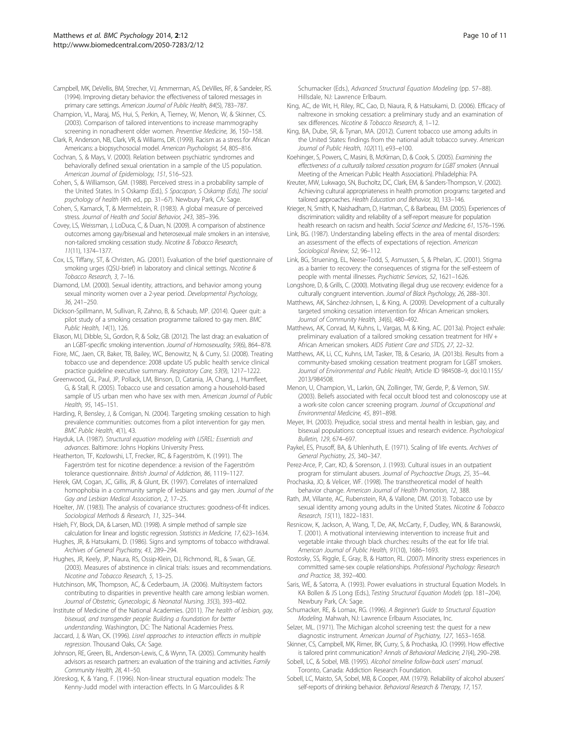Campbell, MK, DeVellis, BM, Strecher, VJ, Ammerman, AS, DeVilles, RF, & Sandeler, RS. (1994). Improving dietary behavior: the effectiveness of tailored messages in primary care settings. *American Journal of Public Health, 84*(5), 783–787.

Champion, VL, Maraj, MS, Hui, S, Perkin, A, Tierney, W, Menon, W, & Skinner, CS. (2003). Comparison of tailored interventions to increase mammography screening in nonadherent older women. *Preventive Medicine, 36*, 150–158.

Clark, R, Anderson, NB, Clark, VR, & Williams, DR. (1999). Racism as a stress for African Americans: a biopsychosocial model. *American Psychologist, 54*, 805–816.

Cochran, S, & Mays, V. (2000). Relation between psychiatric syndromes and behaviorally defined sexual orientation in a sample of the US population. *American Journal of Epidemiology, 151*, 516–523.

Cohen, S, & Williamson, GM. (1988). Perceived stress in a probability sample of the United States. In S Oskamp (Ed.), *S Spacapan, S Oskamp (Eds), The social psychology of health* (4th ed., pp. 31–67). Newbury Park, CA: Sage.

Cohen, S, Kamarck, T, & Mermelstein, R. (1983). A global measure of perceived stress. *Journal of Health and Social Behavior, 243*, 385–396.

Covey, LS, Weissman, J, LoDuca, C, & Duan, N. (2009). A comparison of abstinence outcomes among gay/bisexual and heterosexual male smokers in an intensive, non-tailored smoking cessation study. *Nicotine & Tobacco Research, 11*(11), 1374–1377.

Cox, LS, Tiffany, ST, & Christen, AG. (2001). Evaluation of the brief questionnaire of smoking urges (QSU-brief) in laboratory and clinical settings. *Nicotine & Tobacco Research, 3*, 7–16.

Diamond, LM. (2000). Sexual identity, attractions, and behavior among young sexual minority women over a 2-year period. *Developmental Psychology, 36*, 241–250.

Dickson-Spillmann, M, Sullivan, R, Zahno, B, & Schaub, MP. (2014). Queer quit: a pilot study of a smoking cessation programme tailored to gay men. *BMC Public Health, 14*(1), 126.

Eliason, MJ, Dibble, SL, Gordon, R, & Soliz, GB. (2012). The last drag: an evaluation of an LGBT-specific smoking intervention. *Journal of Homosexuality, 59*(6), 864–878.

Fiore, MC, Jaen, CR, Baker, TB, Bailey, WC, Benowitz, N, & Curry, SJ. (2008). Treating tobacco use and dependence: 2008 update US public health service clinical practice guideline executive summary. *Respiratory Care, 53*(9), 1217–1222.

Greenwood, GL, Paul, JP, Pollack, LM, Binson, D, Catania, JA, Chang, J, Humfleet, G, & Stall, R. (2005). Tobacco use and cessation among a household-based sample of US urban men who have sex with men. *American Journal of Public Health, 95*, 145–151.

Harding, R, Bensley, J, & Corrigan, N. (2004). Targeting smoking cessation to high prevalence communities: outcomes from a pilot intervention for gay men. *BMC Public Health, 4*(1), 43.

Hayduk, LA. (1987). *Structural equation modeling with LISREL: Essentials and advances*. Baltimore: Johns Hopkins University Press.

Heatherton, TF, Kozlowshi, LT, Frecker, RC, & Fagerström, K. (1991). The Fagerström test for nicotine dependence: a revision of the Fagerström tolerance questionnaire. *British Journal of Addiction, 86*, 1119–1127.

Herek, GM, Cogan, JC, Gillis, JR, & Glunt, EK. (1997). Correlates of internalized homophobia in a community sample of lesbians and gay men. *Journal of the Gay and Lesbian Medical Association, 2*, 17–25.

Hoelter, JW. (1983). The analysis of covariance structures: goodness-of-fit indices. *Sociological Methods & Research, 11*, 325–344.

Hsieh, FY, Block, DA, & Larsen, MD. (1998). A simple method of sample size calculation for linear and logistic regression. *Statistics in Medicine, 17*, 623–1634.

Hughes, JR, & Hatsukami, D. (1986). Signs and symptoms of tobacco withdrawal. *Archives of General Psychiatry, 43*, 289–294.

Hughes, JR, Keely, JP, Niaura, RS, Ossip-Klein, DJ, Richmond, RL, & Swan, GE. (2003). Measures of abstinence in clinical trials: issues and recommendations. *Nicotine and Tobacco Research, 5*, 13–25.

Hutchinson, MK, Thompson, AC, & Cederbaum, JA. (2006). Multisystem factors contributing to disparities in preventive health care among lesbian women. *Journal of Obstetric, Gynecologic, & Neonatal Nursing, 35*(3), 393–402.

Institute of Medicine of the National Academies. (2011). *The health of lesbian, gay, bisexual, and transgender people: Building a foundation for better understanding*. Washington, DC: The National Academies Press.

Jaccard, J, & Wan, CK. (1996). *Lisrel approaches to interaction effects in multiple regression*. Thousand Oaks, CA: Sage.

Johnson, RE, Green, BL, Anderson-Lewis, C, & Wynn, TA. (2005). Community health advisors as research partners: an evaluation of the training and activities. *Family Community Health, 28*, 41–50.

Jöreskog, K, & Yang, F. (1996). Non-linear structural equation models: The Kenny-Judd model with interaction effects. In G Marcoulides & R Schumacker (Eds.), *Advanced Structural Equation Modeling* (pp. 57–88). Hillsdale, NJ: Lawrence Erlbaum.

King, AC, de Wit, H, Riley, RC, Cao, D, Niaura, R, & Hatsukami, D. (2006). Efficacy of naltrexone in smoking cessation: a preliminary study and an examination of sex differences. *Nicotine & Tobacco Research, 8*, 1–12.

King, BA, Dube, SR, & Tynan, MA. (2012). Current tobacco use among adults in the United States: findings from the national adult tobacco survey. *American Journal of Public Health, 102*(11), e93–e100.

Koehinger, S, Powers, C, Masini, B, McKirnan, D, & Cook, S. (2005). *Examining the effectiveness of a culturally tailored cessation program for LGBT smokers* (Annual Meeting of the American Public Health Association). Philadelphia: PA.

Kreuter, MW, Lukwago, SN, Bucholtz, DC, Clark, EM, & Sanders-Thompson, V. (2002). Achieving cultural appropriateness in health promotion programs: targeted and tailored approaches. *Health Education and Behavior, 30*, 133–146.

Krieger, N, Smith, K, Naishadham, D, Hartman, C, & Barbeau, EM. (2005). Experiences of discrimination: validity and reliability of a self-report measure for population health research on racism and health. *Social Science and Medicine, 61*, 1576–1596.

Link, BG. (1987). Understanding labeling effects in the area of mental disorders: an assessment of the effects of expectations of rejection. *American Sociological Review, 52*, 96–112.

Link, BG, Struening, EL, Neese-Todd, S, Asmussen, S, & Phelan, JC. (2001). Stigma as a barrier to recovery: the consequences of stigma for the self-esteem of people with mental illnesses. *Psychiatric Services, 52*, 1621–1626.

Longshore, D, & Grills, C. (2000). Motivating illegal drug use recovery: evidence for a culturally congruent intervention. *Journal of Black Psychology, 26*, 288–301.

Matthews, AK, Sánchez-Johnsen, L, & King, A. (2009). Development of a culturally targeted smoking cessation intervention for African American smokers. *Journal of Community Health, 34*(6), 480–492.

Matthews, AK, Conrad, M, Kuhns, L, Vargas, M, & King, AC. (2013a). Project exhale: preliminary evaluation of a tailored smoking cessation treatment for HIV + African American smokers. *AIDS Patient Care and STDS, 27*, 22–32.

Matthews, AK, Li, CC, Kuhns, LM, Tasker, TB, & Cesario, JA. (2013b). Results from a community-based smoking cessation treatment program for LGBT smokers. *Journal of Environmental and Public Health*, Article ID 984508–9, doi:10.1155/2013/984508.

Menon, U, Champion, VL, Larkin, GN, Zollinger, TW, Gerde, P, & Vernon, SW. (2003). Beliefs associated with fecal occult blood test and colonoscopy use at a work-site colon cancer screening program. *Journal of Occupational and Environmental Medicine, 45*, 891–898.

Meyer, IH. (2003). Prejudice, social stress and mental health in lesbian, gay, and bisexual populations: conceptual issues and research evidence. *Psychological Bulletin, 129*, 674–697.

Paykel, ES, Prusoff, BA, & Uhlenhuth, E. (1971). Scaling of life events. *Archives of General Psychiatry, 25*, 340–347.

Perez-Arce, P, Carr, KD, & Sorenson, J. (1993). Cultural issues in an outpatient program for stimulant abusers. *Journal of Psychoactive Drugs, 25*, 35–44.

Prochaska, JO, & Velicer, WF. (1998). The transtheoretical model of health behavior change. *American Journal of Health Promotion, 12*, 388.

Rath, JM, Villante, AC, Rubenstein, RA, & Vallone, DM. (2013). Tobacco use by sexual identity among young adults in the United States. *Nicotine & Tobacco Research, 15*(11), 1822–1831.

Resnicow, K, Jackson, A, Wang, T, De, AK, McCarty, F, Dudley, WN, & Baranowski, T. (2001). A motivational interviewing intervention to increase fruit and vegetable intake through black churches: results of the eat for life trial. *American Journal of Public Health, 91*(10), 1686–1693.

Rostosky, SS, Riggle, E, Gray, B, & Hatton, RL. (2007). Minority stress experiences in committed same-sex couple relationships. *Professional Psychology: Research and Practice, 38*, 392–400.

Saris, WE, & Satorra, A. (1993). Power evaluations in structural Equation Models. In KA Bollen & JS Long (Eds.), *Testing Structural Equation Models* (pp. 181–204). Newbury Park, CA: Sage.

Schumacker, RE, & Lomax, RG. (1996). *A Beginner's Guide to Structural Equation Modeling*. Mahwah, NJ: Lawrence Erlbaum Associates, Inc.

Selzer, ML. (1971). The Michigan alcohol screening test: the quest for a new diagnostic instrument. *American Journal of Psychiatry, 127*, 1653–1658.

Skinner, CS, Campbell, MK, Rimer, BK, Curry, S, & Prochaska, JO. (1999). How effective is tailored print communication? *Annals of Behavioral Medicine, 21*(4), 290–298.

Sobell, LC, & Sobel, MB. (1995). *Alcohol timeline follow-back users' manual*. Toronto, Canada: Addiction Research Foundation.

Sobell, LC, Maisto, SA, Sobel, MB, & Cooper, AM. (1979). Reliability of alcohol abusers' self-reports of drinking behavior. *Behavioral Research & Therapy, 17*, 157.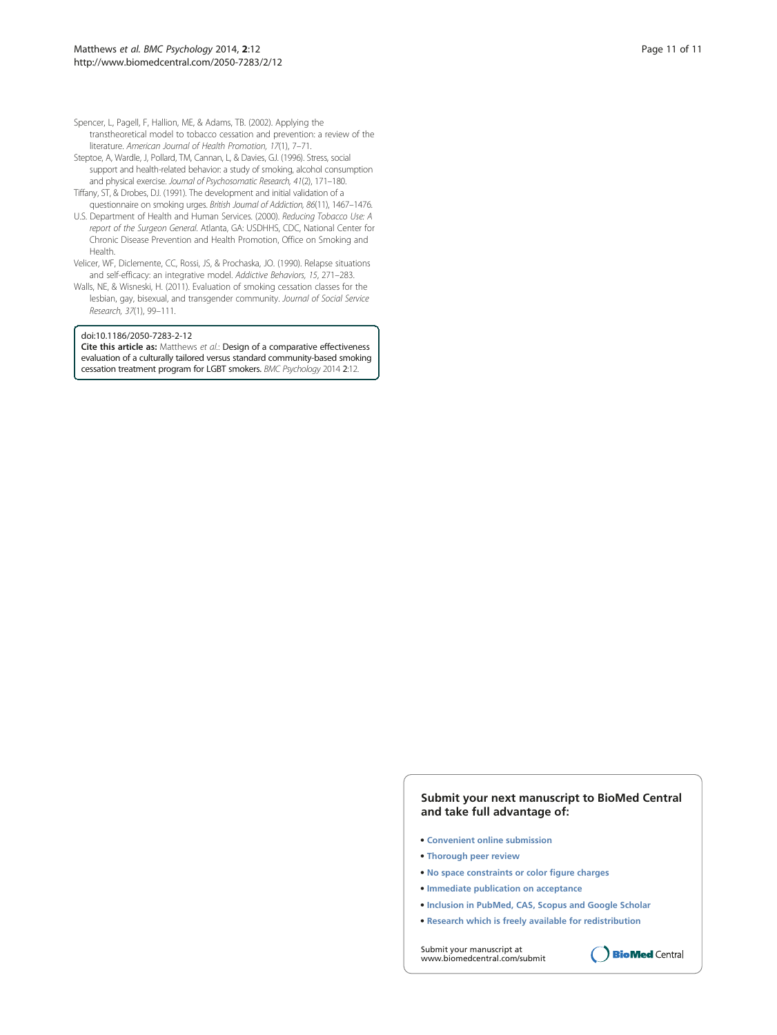Spencer, L, Pagell, F, Hallion, ME, & Adams, TB. (2002). Applying the transtheoretical model to tobacco cessation and prevention: a review of the literature. *American Journal of Health Promotion, 17*(1), 7–71.

Steptoe, A, Wardle, J, Pollard, TM, Cannan, L, & Davies, GJ. (1996). Stress, social support and health-related behavior: a study of smoking, alcohol consumption and physical exercise. *Journal of Psychosomatic Research, 41*(2), 171–180.

Tiffany, ST, & Drobes, DJ. (1991). The development and initial validation of a questionnaire on smoking urges. *British Journal of Addiction, 86*(11), 1467–1476.

U.S. Department of Health and Human Services. (2000). *Reducing Tobacco Use: A report of the Surgeon General*. Atlanta, GA: USDHHS, CDC, National Center for Chronic Disease Prevention and Health Promotion, Office on Smoking and Health.

Velicer, WF, Diclemente, CC, Rossi, JS, & Prochaska, JO. (1990). Relapse situations and self-efficacy: an integrative model. *Addictive Behaviors, 15*, 271–283.

Walls, NE, & Wisneski, H. (2011). Evaluation of smoking cessation classes for the lesbian, gay, bisexual, and transgender community. *Journal of Social Service Research, 37*(1), 99–111.

doi:10.1186/2050-7283-2-12

**Cite this article as:** Matthews *et al.*: Design of a comparative effectiveness evaluation of a culturally tailored versus standard community-based smoking cessation treatment program for LGBT smokers. *BMC Psychology* 2014 **2**:12.

**Submit your next manuscript to BioMed Central and take full advantage of:**

- **Convenient online submission**
- **Thorough peer review**
- **No space constraints or color figure charges**
- **Immediate publication on acceptance**
- **Inclusion in PubMed, CAS, Scopus and Google Scholar**
- **Research which is freely available for redistribution**

Submit your manuscript at www.biomedcentral.com/submit

BioMed Central